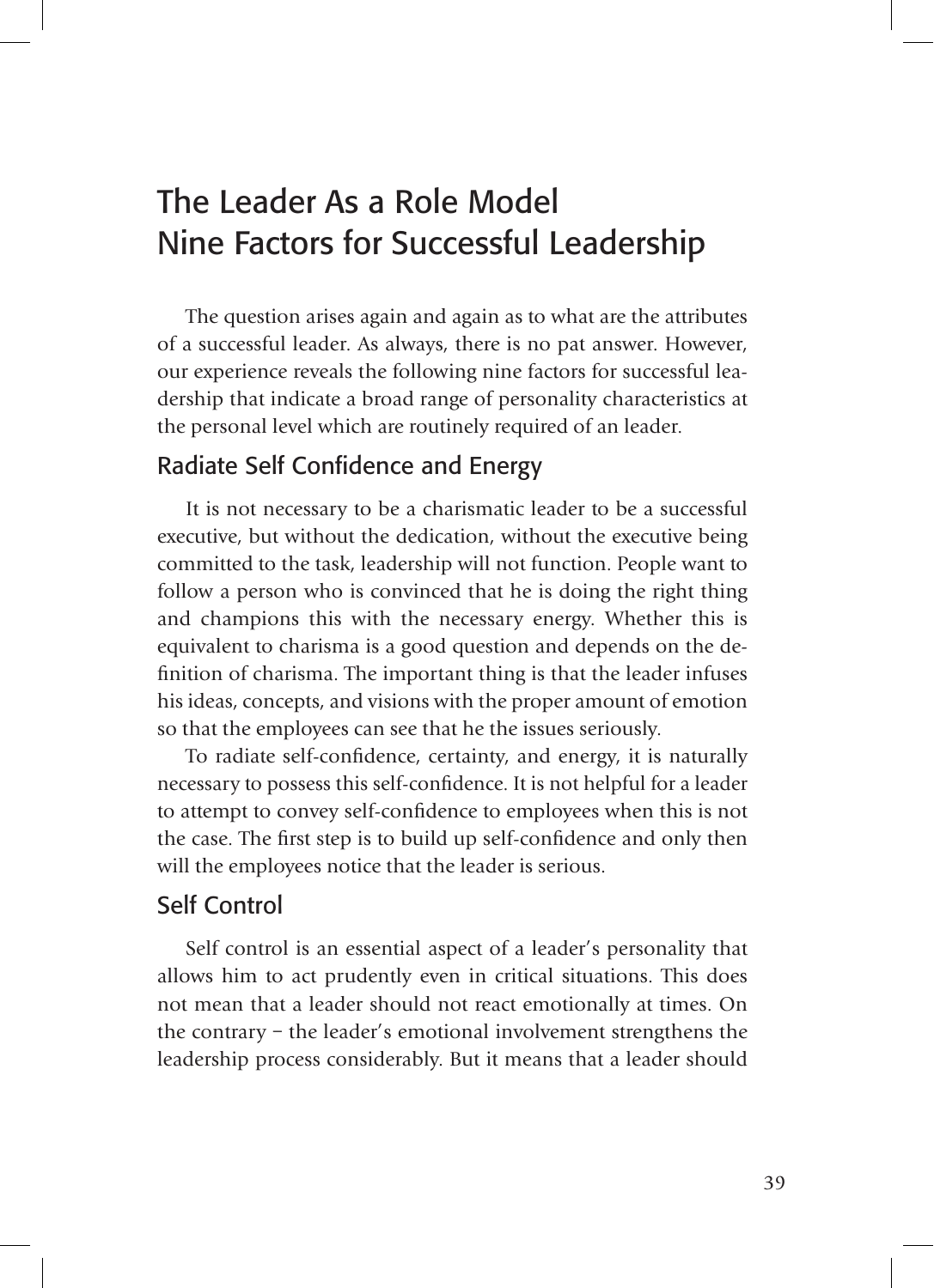# The Leader As a Role Model
# Nine Factors for Successful Leadership

The question arises again and again as to what are the attributes of a successful leader. As always, there is no pat answer. However, our experience reveals the following nine factors for successful leadership that indicate a broad range of personality characteristics at the personal level which are routinely required of an leader.

## Radiate Self Confidence and Energy

It is not necessary to be a charismatic leader to be a successful executive, but without the dedication, without the executive being committed to the task, leadership will not function. People want to follow a person who is convinced that he is doing the right thing and champions this with the necessary energy. Whether this is equivalent to charisma is a good question and depends on the definition of charisma. The important thing is that the leader infuses his ideas, concepts, and visions with the proper amount of emotion so that the employees can see that he the issues seriously.

To radiate self-confidence, certainty, and energy, it is naturally necessary to possess this self-confidence. It is not helpful for a leader to attempt to convey self-confidence to employees when this is not the case. The first step is to build up self-confidence and only then will the employees notice that the leader is serious.

## Self Control

Self control is an essential aspect of a leader's personality that allows him to act prudently even in critical situations. This does not mean that a leader should not react emotionally at times. On the contrary – the leader's emotional involvement strengthens the leadership process considerably. But it means that a leader should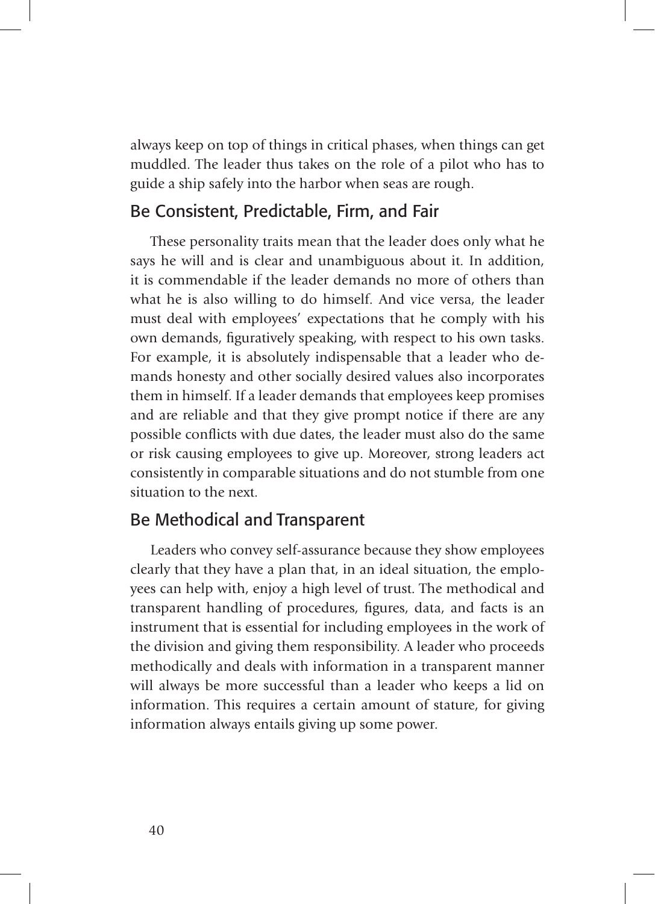always keep on top of things in critical phases, when things can get muddled. The leader thus takes on the role of a pilot who has to guide a ship safely into the harbor when seas are rough.

## Be Consistent, Predictable, Firm, and Fair

These personality traits mean that the leader does only what he says he will and is clear and unambiguous about it. In addition, it is commendable if the leader demands no more of others than what he is also willing to do himself. And vice versa, the leader must deal with employees' expectations that he comply with his own demands, figuratively speaking, with respect to his own tasks. For example, it is absolutely indispensable that a leader who demands honesty and other socially desired values also incorporates them in himself. If a leader demands that employees keep promises and are reliable and that they give prompt notice if there are any possible conflicts with due dates, the leader must also do the same or risk causing employees to give up. Moreover, strong leaders act consistently in comparable situations and do not stumble from one situation to the next.

## Be Methodical and Transparent

Leaders who convey self-assurance because they show employees clearly that they have a plan that, in an ideal situation, the employees can help with, enjoy a high level of trust. The methodical and transparent handling of procedures, figures, data, and facts is an instrument that is essential for including employees in the work of the division and giving them responsibility. A leader who proceeds methodically and deals with information in a transparent manner will always be more successful than a leader who keeps a lid on information. This requires a certain amount of stature, for giving information always entails giving up some power.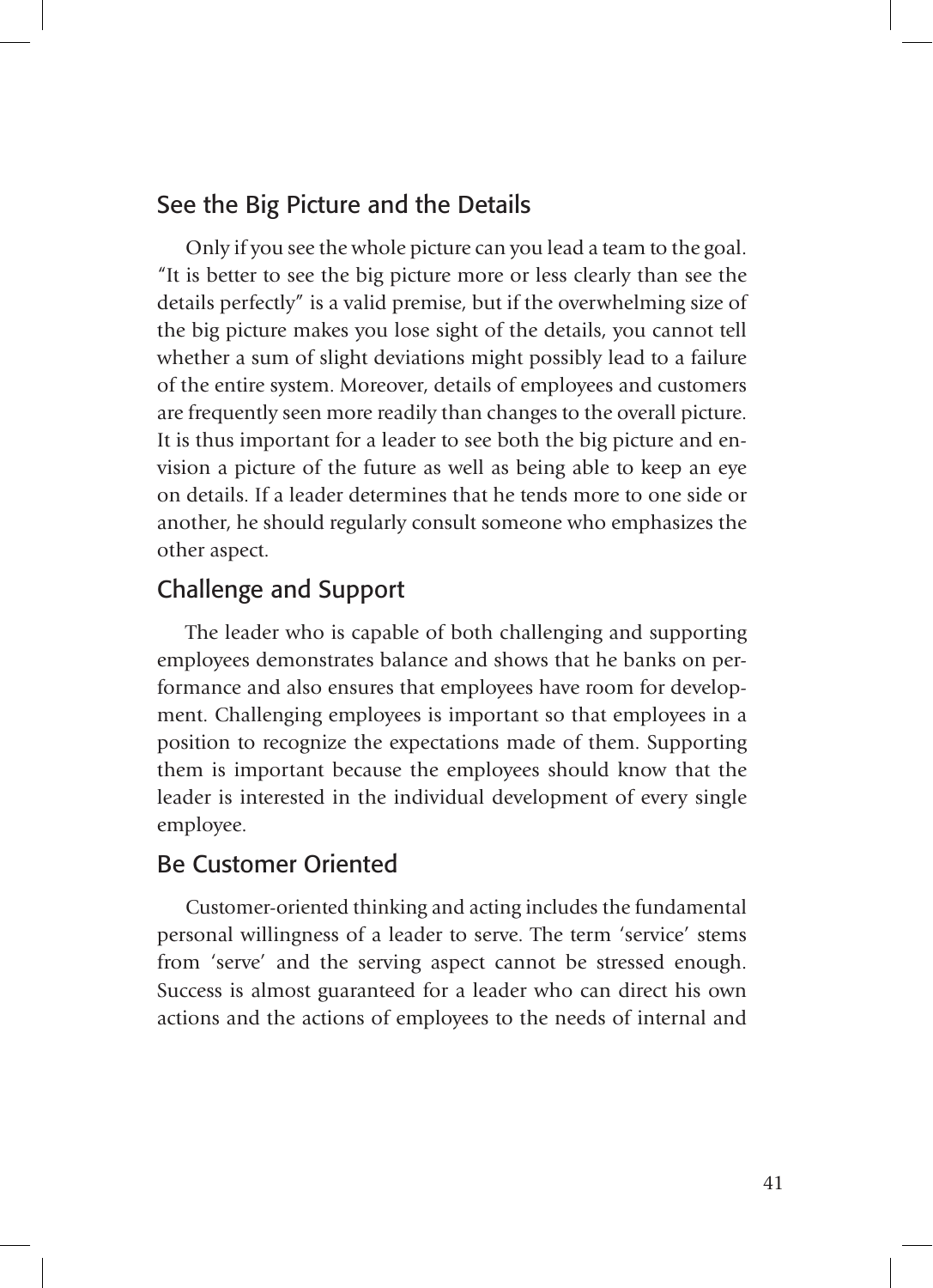## See the Big Picture and the Details

Only if you see the whole picture can you lead a team to the goal. "It is better to see the big picture more or less clearly than see the details perfectly" is a valid premise, but if the overwhelming size of the big picture makes you lose sight of the details, you cannot tell whether a sum of slight deviations might possibly lead to a failure of the entire system. Moreover, details of employees and customers are frequently seen more readily than changes to the overall picture. It is thus important for a leader to see both the big picture and envision a picture of the future as well as being able to keep an eye on details. If a leader determines that he tends more to one side or another, he should regularly consult someone who emphasizes the other aspect.

## Challenge and Support

The leader who is capable of both challenging and supporting employees demonstrates balance and shows that he banks on performance and also ensures that employees have room for development. Challenging employees is important so that employees in a position to recognize the expectations made of them. Supporting them is important because the employees should know that the leader is interested in the individual development of every single employee.

## Be Customer Oriented

Customer-oriented thinking and acting includes the fundamental personal willingness of a leader to serve. The term 'service' stems from 'serve' and the serving aspect cannot be stressed enough. Success is almost guaranteed for a leader who can direct his own actions and the actions of employees to the needs of internal and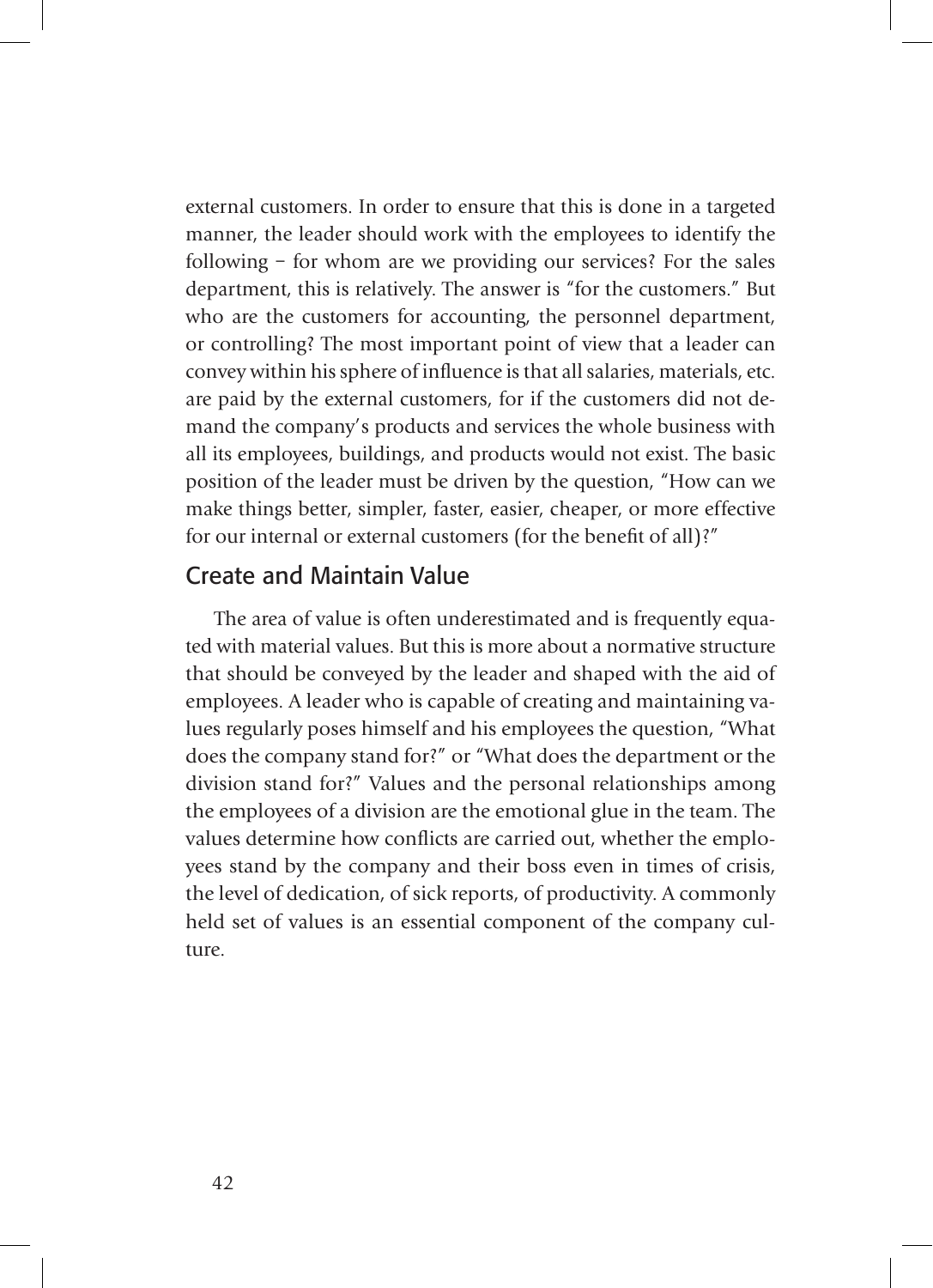external customers. In order to ensure that this is done in a targeted manner, the leader should work with the employees to identify the following – for whom are we providing our services? For the sales department, this is relatively. The answer is "for the customers." But who are the customers for accounting, the personnel department, or controlling? The most important point of view that a leader can convey within his sphere of influence is that all salaries, materials, etc. are paid by the external customers, for if the customers did not demand the company's products and services the whole business with all its employees, buildings, and products would not exist. The basic position of the leader must be driven by the question, "How can we make things better, simpler, faster, easier, cheaper, or more effective for our internal or external customers (for the benefit of all)?"

## Create and Maintain Value

The area of value is often underestimated and is frequently equated with material values. But this is more about a normative structure that should be conveyed by the leader and shaped with the aid of employees. A leader who is capable of creating and maintaining values regularly poses himself and his employees the question, "What does the company stand for?" or "What does the department or the division stand for?" Values and the personal relationships among the employees of a division are the emotional glue in the team. The values determine how conflicts are carried out, whether the employees stand by the company and their boss even in times of crisis, the level of dedication, of sick reports, of productivity. A commonly held set of values is an essential component of the company culture.